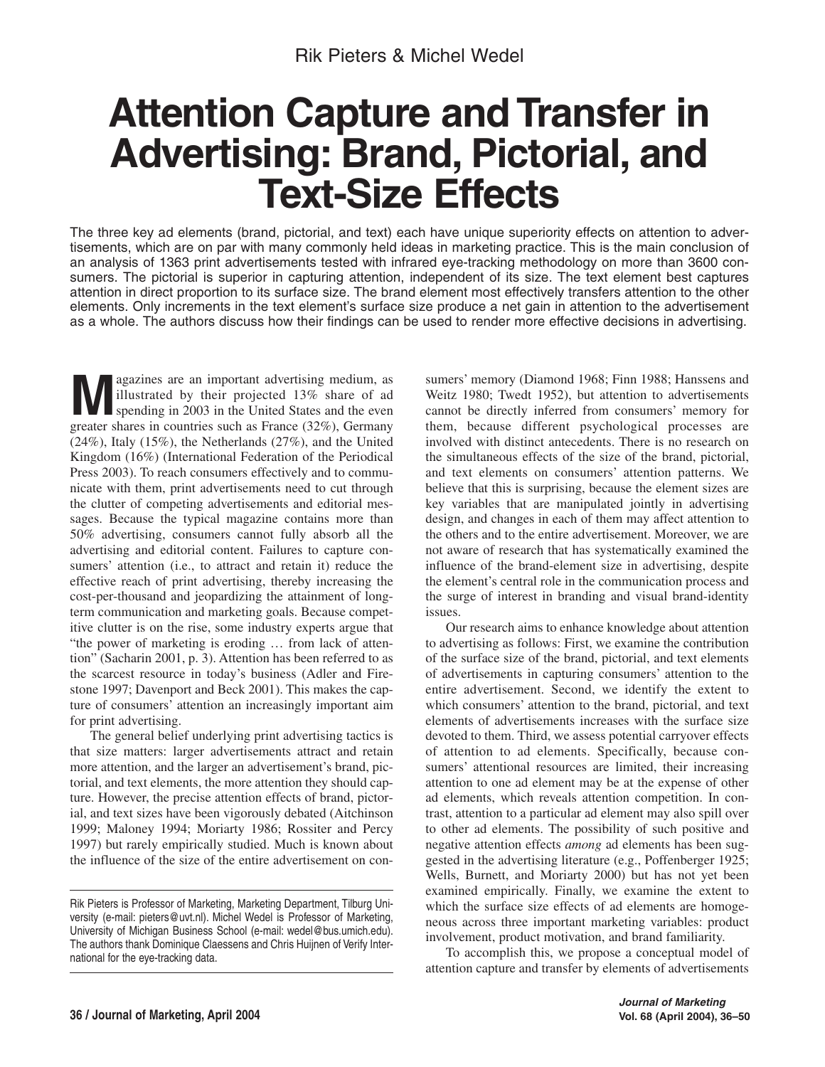Rik Pieters & Michel Wedel

# Attention Capture and Transfer in Advertising: Brand, Pictorial, and Text-Size Effects

The three key ad elements (brand, pictorial, and text) each have unique superiority effects on attention to advertisements, which are on par with many commonly held ideas in marketing practice. This is the main conclusion of an analysis of 1363 print advertisements tested with infrared eye-tracking methodology on more than 3600 consumers. The pictorial is superior in capturing attention, independent of its size. The text element best captures attention in direct proportion to its surface size. The brand element most effectively transfers attention to the other elements. Only increments in the text element's surface size produce a net gain in attention to the advertisement as a whole. The authors discuss how their findings can be used to render more effective decisions in advertising.

Magazines are an important advertising medium, as illustrated by their projected 13% share of ad spending in 2003 in the United States and the even greater shares in countries such as France (32%), Germany (24%), Italy (15%), the Netherlands (27%), and the United Kingdom (16%) (International Federation of the Periodical Press 2003). To reach consumers effectively and to communicate with them, print advertisements need to cut through the clutter of competing advertisements and editorial messages. Because the typical magazine contains more than 50% advertising, consumers cannot fully absorb all the advertising and editorial content. Failures to capture consumers' attention (i.e., to attract and retain it) reduce the effective reach of print advertising, thereby increasing the cost-per-thousand and jeopardizing the attainment of long-term communication and marketing goals. Because competitive clutter is on the rise, some industry experts argue that "the power of marketing is eroding … from lack of attention" (Sacharin 2001, p. 3). Attention has been referred to as the scarcest resource in today's business (Adler and Firestone 1997; Davenport and Beck 2001). This makes the capture of consumers' attention an increasingly important aim for print advertising.

The general belief underlying print advertising tactics is that size matters: larger advertisements attract and retain more attention, and the larger an advertisement's brand, pictorial, and text elements, the more attention they should capture. However, the precise attention effects of brand, pictorial, and text sizes have been vigorously debated (Aitchinson 1999; Maloney 1994; Moriarty 1986; Rossiter and Percy 1997) but rarely empirically studied. Much is known about the influence of the size of the entire advertisement on consumers' memory (Diamond 1968; Finn 1988; Hanssens and Weitz 1980; Twedt 1952), but attention to advertisements cannot be directly inferred from consumers' memory for them, because different psychological processes are involved with distinct antecedents. There is no research on the simultaneous effects of the size of the brand, pictorial, and text elements on consumers' attention patterns. We believe that this is surprising, because the element sizes are key variables that are manipulated jointly in advertising design, and changes in each of them may affect attention to the others and to the entire advertisement. Moreover, we are not aware of research that has systematically examined the influence of the brand-element size in advertising, despite the element's central role in the communication process and the surge of interest in branding and visual brand-identity issues.

Our research aims to enhance knowledge about attention to advertising as follows: First, we examine the contribution of the surface size of the brand, pictorial, and text elements of advertisements in capturing consumers' attention to the entire advertisement. Second, we identify the extent to which consumers' attention to the brand, pictorial, and text elements of advertisements increases with the surface size devoted to them. Third, we assess potential carryover effects of attention to ad elements. Specifically, because consumers' attentional resources are limited, their increasing attention to one ad element may be at the expense of other ad elements, which reveals attention competition. In contrast, attention to a particular ad element may also spill over to other ad elements. The possibility of such positive and negative attention effects *among* ad elements has been suggested in the advertising literature (e.g., Poffenberger 1925; Wells, Burnett, and Moriarty 2000) but has not yet been examined empirically. Finally, we examine the extent to which the surface size effects of ad elements are homogeneous across three important marketing variables: product involvement, product motivation, and brand familiarity.

To accomplish this, we propose a conceptual model of attention capture and transfer by elements of advertisements

Rik Pieters is Professor of Marketing, Marketing Department, Tilburg University (e-mail: pieters@uvt.nl). Michel Wedel is Professor of Marketing, University of Michigan Business School (e-mail: wedel@bus.umich.edu). The authors thank Dominique Claessens and Chris Huijnen of Verify International for the eye-tracking data.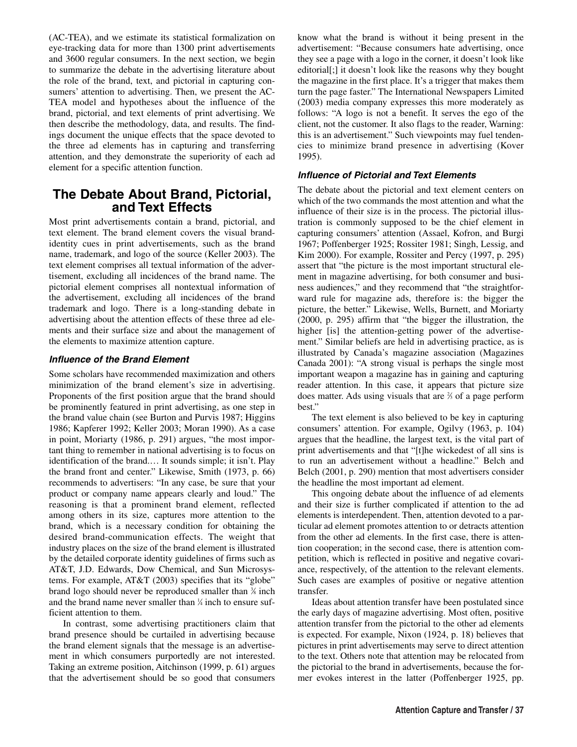(AC-TEA), and we estimate its statistical formalization on eye-tracking data for more than 1300 print advertisements and 3600 regular consumers. In the next section, we begin to summarize the debate in the advertising literature about the role of the brand, text, and pictorial in capturing consumers' attention to advertising. Then, we present the AC-TEA model and hypotheses about the influence of the brand, pictorial, and text elements of print advertising. We then describe the methodology, data, and results. The findings document the unique effects that the space devoted to the three ad elements has in capturing and transferring attention, and they demonstrate the superiority of each ad element for a specific attention function.

## The Debate About Brand, Pictorial, and Text Effects

Most print advertisements contain a brand, pictorial, and text element. The brand element covers the visual brand-identity cues in print advertisements, such as the brand name, trademark, and logo of the source (Keller 2003). The text element comprises all textual information of the advertisement, excluding all incidences of the brand name. The pictorial element comprises all nontextual information of the advertisement, excluding all incidences of the brand trademark and logo. There is a long-standing debate in advertising about the attention effects of these three ad elements and their surface size and about the management of the elements to maximize attention capture.

### *Influence of the Brand Element*

Some scholars have recommended maximization and others minimization of the brand element's size in advertising. Proponents of the first position argue that the brand should be prominently featured in print advertising, as one step in the brand value chain (see Burton and Purvis 1987; Higgins 1986; Kapferer 1992; Keller 2003; Moran 1990). As a case in point, Moriarty (1986, p. 291) argues, "the most important thing to remember in national advertising is to focus on identification of the brand.… It sounds simple; it isn't. Play the brand front and center." Likewise, Smith (1973, p. 66) recommends to advertisers: "In any case, be sure that your product or company name appears clearly and loud." The reasoning is that a prominent brand element, reflected among others in its size, captures more attention to the brand, which is a necessary condition for obtaining the desired brand-communication effects. The weight that industry places on the size of the brand element is illustrated by the detailed corporate identity guidelines of firms such as AT&T, J.D. Edwards, Dow Chemical, and Sun Microsystems. For example, AT&T (2003) specifies that its "globe" brand logo should never be reproduced smaller than ⅜ inch and the brand name never smaller than ¼ inch to ensure sufficient attention to them.

In contrast, some advertising practitioners claim that brand presence should be curtailed in advertising because the brand element signals that the message is an advertisement in which consumers purportedly are not interested. Taking an extreme position, Aitchinson (1999, p. 61) argues that the advertisement should be so good that consumers know what the brand is without it being present in the advertisement: "Because consumers hate advertising, once they see a page with a logo in the corner, it doesn't look like editorial[;] it doesn't look like the reasons why they bought the magazine in the first place. It's a trigger that makes them turn the page faster." The International Newspapers Limited (2003) media company expresses this more moderately as follows: "A logo is not a benefit. It serves the ego of the client, not the customer. It also flags to the reader, Warning: this is an advertisement." Such viewpoints may fuel tendencies to minimize brand presence in advertising (Kover 1995).

### *Influence of Pictorial and Text Elements*

The debate about the pictorial and text element centers on which of the two commands the most attention and what the influence of their size is in the process. The pictorial illustration is commonly supposed to be the chief element in capturing consumers' attention (Assael, Kofron, and Burgi 1967; Poffenberger 1925; Rossiter 1981; Singh, Lessig, and Kim 2000). For example, Rossiter and Percy (1997, p. 295) assert that "the picture is the most important structural element in magazine advertising, for both consumer and business audiences," and they recommend that "the straightforward rule for magazine ads, therefore is: the bigger the picture, the better." Likewise, Wells, Burnett, and Moriarty (2000, p. 295) affirm that "the bigger the illustration, the higher [is] the attention-getting power of the advertisement." Similar beliefs are held in advertising practice, as is illustrated by Canada's magazine association (Magazines Canada 2001): "A strong visual is perhaps the single most important weapon a magazine has in gaining and capturing reader attention. In this case, it appears that picture size does matter. Ads using visuals that are ⅔ of a page perform best."

The text element is also believed to be key in capturing consumers' attention. For example, Ogilvy (1963, p. 104) argues that the headline, the largest text, is the vital part of print advertisements and that "[t]he wickedest of all sins is to run an advertisement without a headline." Belch and Belch (2001, p. 290) mention that most advertisers consider the headline the most important ad element.

This ongoing debate about the influence of ad elements and their size is further complicated if attention to the ad elements is interdependent. Then, attention devoted to a particular ad element promotes attention to or detracts attention from the other ad elements. In the first case, there is attention cooperation; in the second case, there is attention competition, which is reflected in positive and negative covariance, respectively, of the attention to the relevant elements. Such cases are examples of positive or negative attention transfer.

Ideas about attention transfer have been postulated since the early days of magazine advertising. Most often, positive attention transfer from the pictorial to the other ad elements is expected. For example, Nixon (1924, p. 18) believes that pictures in print advertisements may serve to direct attention to the text. Others note that attention may be relocated from the pictorial to the brand in advertisements, because the former evokes interest in the latter (Poffenberger 1925, pp.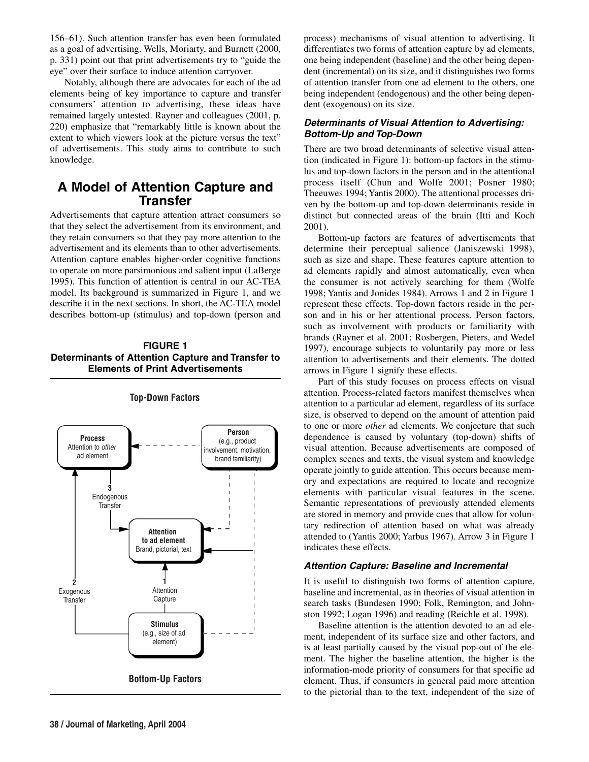156–61). Such attention transfer has even been formulated as a goal of advertising. Wells, Moriarty, and Burnett (2000, p. 331) point out that print advertisements try to "guide the eye" over their surface to induce attention carryover.

Notably, although there are advocates for each of the ad elements being of key importance to capture and transfer consumers' attention to advertising, these ideas have remained largely untested. Rayner and colleagues (2001, p. 220) emphasize that "remarkably little is known about the extent to which viewers look at the picture versus the text" of advertisements. This study aims to contribute to such knowledge.

## A Model of Attention Capture and Transfer

Advertisements that capture attention attract consumers so that they select the advertisement from its environment, and they retain consumers so that they pay more attention to the advertisement and its elements than to other advertisements. Attention capture enables higher-order cognitive functions to operate on more parsimonious and salient input (LaBerge 1995). This function of attention is central in our AC-TEA model. Its background is summarized in Figure 1, and we describe it in the next sections. In short, the AC-TEA model describes bottom-up (stimulus) and top-down (person and process) mechanisms of visual attention to advertising. It differentiates two forms of attention capture by ad elements, one being independent (baseline) and the other being dependent (incremental) on its size, and it distinguishes two forms of attention transfer from one ad element to the others, one being independent (endogenous) and the other being dependent (exogenous) on its size.

**FIGURE 1**
**Determinants of Attention Capture and Transfer to Elements of Print Advertisements**

Top-Down Factors

- **Process**: Attention to *other* ad element
- **Person** (e.g., product involvement, motivation, brand familiarity)
- **Attention to ad element**: Brand, pictorial, text
- **Stimulus** (e.g., size of ad element)
- 1 Attention Capture
- 2 Exogenous Transfer
- 3 Endogenous Transfer

Bottom-Up Factors

### *Determinants of Visual Attention to Advertising: Bottom-Up and Top-Down*

There are two broad determinants of selective visual attention (indicated in Figure 1): bottom-up factors in the stimulus and top-down factors in the person and in the attentional process itself (Chun and Wolfe 2001; Posner 1980; Theeuwes 1994; Yantis 2000). The attentional processes driven by the bottom-up and top-down determinants reside in distinct but connected areas of the brain (Itti and Koch 2001).

Bottom-up factors are features of advertisements that determine their perceptual salience (Janiszewski 1998), such as size and shape. These features capture attention to ad elements rapidly and almost automatically, even when the consumer is not actively searching for them (Wolfe 1998; Yantis and Jonides 1984). Arrows 1 and 2 in Figure 1 represent these effects. Top-down factors reside in the person and in his or her attentional process. Person factors, such as involvement with products or familiarity with brands (Rayner et al. 2001; Rosbergen, Pieters, and Wedel 1997), encourage subjects to voluntarily pay more or less attention to advertisements and their elements. The dotted arrows in Figure 1 signify these effects.

Part of this study focuses on process effects on visual attention. Process-related factors manifest themselves when attention to a particular ad element, regardless of its surface size, is observed to depend on the amount of attention paid to one or more *other* ad elements. We conjecture that such dependence is caused by voluntary (top-down) shifts of visual attention. Because advertisements are composed of complex scenes and texts, the visual system and knowledge operate jointly to guide attention. This occurs because memory and expectations are required to locate and recognize elements with particular visual features in the scene. Semantic representations of previously attended elements are stored in memory and provide cues that allow for voluntary redirection of attention based on what was already attended to (Yantis 2000; Yarbus 1967). Arrow 3 in Figure 1 indicates these effects.

### *Attention Capture: Baseline and Incremental*

It is useful to distinguish two forms of attention capture, baseline and incremental, as in theories of visual attention in search tasks (Bundesen 1990; Folk, Remington, and Johnston 1992; Logan 1996) and reading (Reichle et al. 1998).

Baseline attention is the attention devoted to an ad element, independent of its surface size and other factors, and is at least partially caused by the visual pop-out of the element. The higher the baseline attention, the higher is the information-mode priority of consumers for that specific ad element. Thus, if consumers in general paid more attention to the pictorial than to the text, independent of the size of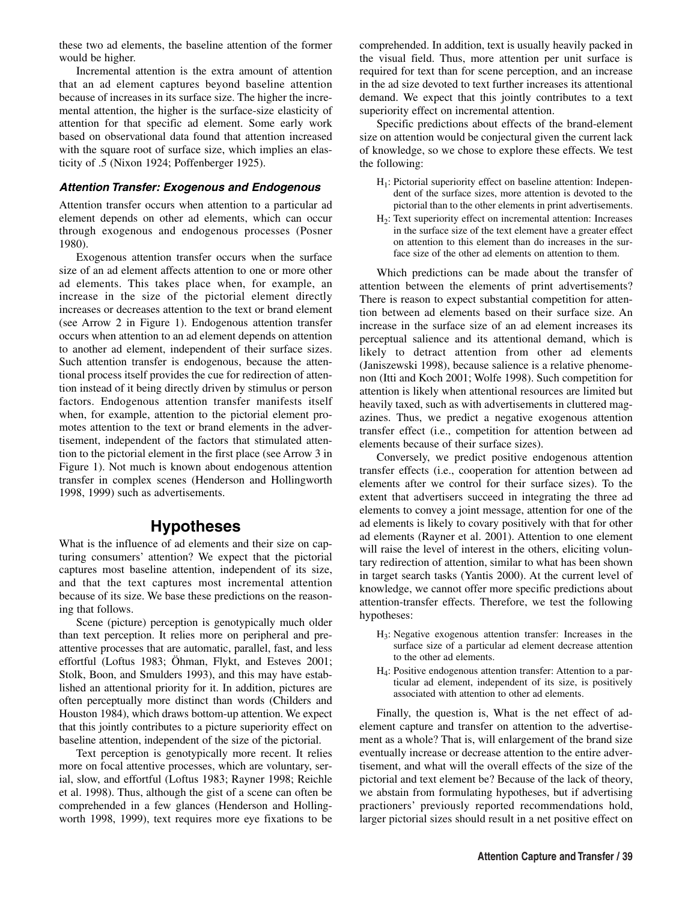these two ad elements, the baseline attention of the former would be higher.

Incremental attention is the extra amount of attention that an ad element captures beyond baseline attention because of increases in its surface size. The higher the incremental attention, the higher is the surface-size elasticity of attention for that specific ad element. Some early work based on observational data found that attention increased with the square root of surface size, which implies an elasticity of .5 (Nixon 1924; Poffenberger 1925).

### *Attention Transfer: Exogenous and Endogenous*

Attention transfer occurs when attention to a particular ad element depends on other ad elements, which can occur through exogenous and endogenous processes (Posner 1980).

Exogenous attention transfer occurs when the surface size of an ad element affects attention to one or more other ad elements. This takes place when, for example, an increase in the size of the pictorial element directly increases or decreases attention to the text or brand element (see Arrow 2 in Figure 1). Endogenous attention transfer occurs when attention to an ad element depends on attention to another ad element, independent of their surface sizes. Such attention transfer is endogenous, because the attentional process itself provides the cue for redirection of attention instead of it being directly driven by stimulus or person factors. Endogenous attention transfer manifests itself when, for example, attention to the pictorial element promotes attention to the text or brand elements in the advertisement, independent of the factors that stimulated attention to the pictorial element in the first place (see Arrow 3 in Figure 1). Not much is known about endogenous attention transfer in complex scenes (Henderson and Hollingworth 1998, 1999) such as advertisements.

## Hypotheses

What is the influence of ad elements and their size on capturing consumers' attention? We expect that the pictorial captures most baseline attention, independent of its size, and that the text captures most incremental attention because of its size. We base these predictions on the reasoning that follows.

Scene (picture) perception is genotypically much older than text perception. It relies more on peripheral and preattentive processes that are automatic, parallel, fast, and less effortful (Loftus 1983; Öhman, Flykt, and Esteves 2001; Stolk, Boon, and Smulders 1993), and this may have established an attentional priority for it. In addition, pictures are often perceptually more distinct than words (Childers and Houston 1984), which draws bottom-up attention. We expect that this jointly contributes to a picture superiority effect on baseline attention, independent of the size of the pictorial.

Text perception is genotypically more recent. It relies more on focal attentive processes, which are voluntary, serial, slow, and effortful (Loftus 1983; Rayner 1998; Reichle et al. 1998). Thus, although the gist of a scene can often be comprehended in a few glances (Henderson and Hollingworth 1998, 1999), text requires more eye fixations to be comprehended. In addition, text is usually heavily packed in the visual field. Thus, more attention per unit surface is required for text than for scene perception, and an increase in the ad size devoted to text further increases its attentional demand. We expect that this jointly contributes to a text superiority effect on incremental attention.

Specific predictions about effects of the brand-element size on attention would be conjectural given the current lack of knowledge, so we chose to explore these effects. We test the following:

- $H_1$: Pictorial superiority effect on baseline attention: Independent of the surface sizes, more attention is devoted to the pictorial than to the other elements in print advertisements.
- $H_2$: Text superiority effect on incremental attention: Increases in the surface size of the text element have a greater effect on attention to this element than do increases in the surface size of the other ad elements on attention to them.

Which predictions can be made about the transfer of attention between the elements of print advertisements? There is reason to expect substantial competition for attention between ad elements based on their surface size. An increase in the surface size of an ad element increases its perceptual salience and its attentional demand, which is likely to detract attention from other ad elements (Janiszewski 1998), because salience is a relative phenomenon (Itti and Koch 2001; Wolfe 1998). Such competition for attention is likely when attentional resources are limited but heavily taxed, such as with advertisements in cluttered magazines. Thus, we predict a negative exogenous attention transfer effect (i.e., competition for attention between ad elements because of their surface sizes).

Conversely, we predict positive endogenous attention transfer effects (i.e., cooperation for attention between ad elements after we control for their surface sizes). To the extent that advertisers succeed in integrating the three ad elements to convey a joint message, attention for one of the ad elements is likely to covary positively with that for other ad elements (Rayner et al. 2001). Attention to one element will raise the level of interest in the others, eliciting voluntary redirection of attention, similar to what has been shown in target search tasks (Yantis 2000). At the current level of knowledge, we cannot offer more specific predictions about attention-transfer effects. Therefore, we test the following hypotheses:

- $H_3$: Negative exogenous attention transfer: Increases in the surface size of a particular ad element decrease attention to the other ad elements.
- $H_4$: Positive endogenous attention transfer: Attention to a particular ad element, independent of its size, is positively associated with attention to other ad elements.

Finally, the question is, What is the net effect of ad-element capture and transfer on attention to the advertisement as a whole? That is, will enlargement of the brand size eventually increase or decrease attention to the entire advertisement, and what will the overall effects of the size of the pictorial and text element be? Because of the lack of theory, we abstain from formulating hypotheses, but if advertising practioners' previously reported recommendations hold, larger pictorial sizes should result in a net positive effect on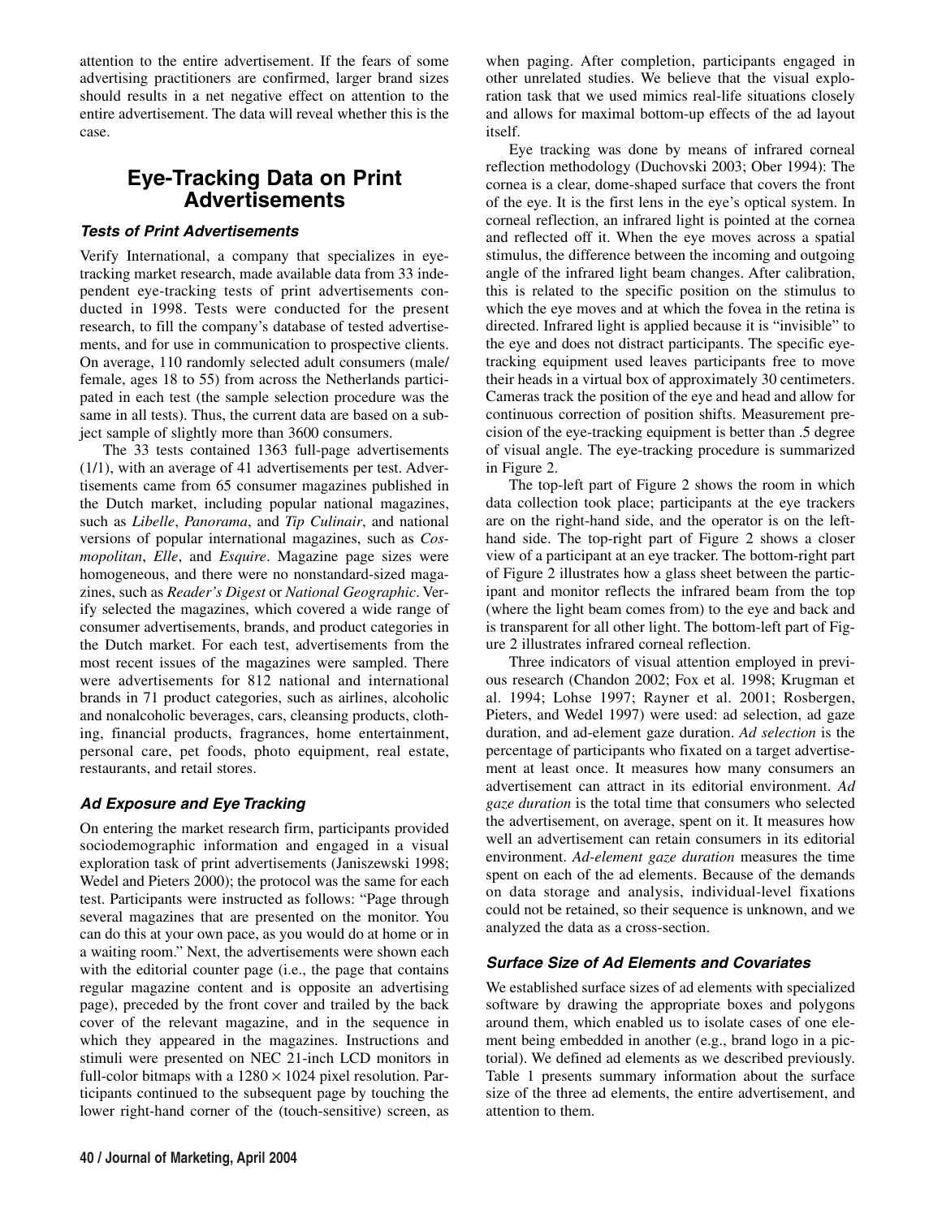attention to the entire advertisement. If the fears of some advertising practitioners are confirmed, larger brand sizes should results in a net negative effect on attention to the entire advertisement. The data will reveal whether this is the case.

## Eye-Tracking Data on Print Advertisements

### *Tests of Print Advertisements*

Verify International, a company that specializes in eye-tracking market research, made available data from 33 independent eye-tracking tests of print advertisements conducted in 1998. Tests were conducted for the present research, to fill the company's database of tested advertisements, and for use in communication to prospective clients. On average, 110 randomly selected adult consumers (male/female, ages 18 to 55) from across the Netherlands participated in each test (the sample selection procedure was the same in all tests). Thus, the current data are based on a subject sample of slightly more than 3600 consumers.

The 33 tests contained 1363 full-page advertisements (1/1), with an average of 41 advertisements per test. Advertisements came from 65 consumer magazines published in the Dutch market, including popular national magazines, such as *Libelle*, *Panorama*, and *Tip Culinair*, and national versions of popular international magazines, such as *Cosmopolitan*, *Elle*, and *Esquire*. Magazine page sizes were homogeneous, and there were no nonstandard-sized magazines, such as *Reader's Digest* or *National Geographic*. Verify selected the magazines, which covered a wide range of consumer advertisements, brands, and product categories in the Dutch market. For each test, advertisements from the most recent issues of the magazines were sampled. There were advertisements for 812 national and international brands in 71 product categories, such as airlines, alcoholic and nonalcoholic beverages, cars, cleansing products, clothing, financial products, fragrances, home entertainment, personal care, pet foods, photo equipment, real estate, restaurants, and retail stores.

### *Ad Exposure and Eye Tracking*

On entering the market research firm, participants provided sociodemographic information and engaged in a visual exploration task of print advertisements (Janiszewski 1998; Wedel and Pieters 2000); the protocol was the same for each test. Participants were instructed as follows: "Page through several magazines that are presented on the monitor. You can do this at your own pace, as you would do at home or in a waiting room." Next, the advertisements were shown each with the editorial counter page (i.e., the page that contains regular magazine content and is opposite an advertising page), preceded by the front cover and trailed by the back cover of the relevant magazine, and in the sequence in which they appeared in the magazines. Instructions and stimuli were presented on NEC 21-inch LCD monitors in full-color bitmaps with a $1280 \times 1024$ pixel resolution. Participants continued to the subsequent page by touching the lower right-hand corner of the (touch-sensitive) screen, as when paging. After completion, participants engaged in other unrelated studies. We believe that the visual exploration task that we used mimics real-life situations closely and allows for maximal bottom-up effects of the ad layout itself.

Eye tracking was done by means of infrared corneal reflection methodology (Duchovski 2003; Ober 1994): The cornea is a clear, dome-shaped surface that covers the front of the eye. It is the first lens in the eye's optical system. In corneal reflection, an infrared light is pointed at the cornea and reflected off it. When the eye moves across a spatial stimulus, the difference between the incoming and outgoing angle of the infrared light beam changes. After calibration, this is related to the specific position on the stimulus to which the eye moves and at which the fovea in the retina is directed. Infrared light is applied because it is "invisible" to the eye and does not distract participants. The specific eye-tracking equipment used leaves participants free to move their heads in a virtual box of approximately 30 centimeters. Cameras track the position of the eye and head and allow for continuous correction of position shifts. Measurement precision of the eye-tracking equipment is better than .5 degree of visual angle. The eye-tracking procedure is summarized in Figure 2.

The top-left part of Figure 2 shows the room in which data collection took place; participants at the eye trackers are on the right-hand side, and the operator is on the left-hand side. The top-right part of Figure 2 shows a closer view of a participant at an eye tracker. The bottom-right part of Figure 2 illustrates how a glass sheet between the participant and monitor reflects the infrared beam from the top (where the light beam comes from) to the eye and back and is transparent for all other light. The bottom-left part of Figure 2 illustrates infrared corneal reflection.

Three indicators of visual attention employed in previous research (Chandon 2002; Fox et al. 1998; Krugman et al. 1994; Lohse 1997; Rayner et al. 2001; Rosbergen, Pieters, and Wedel 1997) were used: ad selection, ad gaze duration, and ad-element gaze duration. *Ad selection* is the percentage of participants who fixated on a target advertisement at least once. It measures how many consumers an advertisement can attract in its editorial environment. *Ad gaze duration* is the total time that consumers who selected the advertisement, on average, spent on it. It measures how well an advertisement can retain consumers in its editorial environment. *Ad-element gaze duration* measures the time spent on each of the ad elements. Because of the demands on data storage and analysis, individual-level fixations could not be retained, so their sequence is unknown, and we analyzed the data as a cross-section.

### *Surface Size of Ad Elements and Covariates*

We established surface sizes of ad elements with specialized software by drawing the appropriate boxes and polygons around them, which enabled us to isolate cases of one element being embedded in another (e.g., brand logo in a pictorial). We defined ad elements as we described previously. Table 1 presents summary information about the surface size of the three ad elements, the entire advertisement, and attention to them.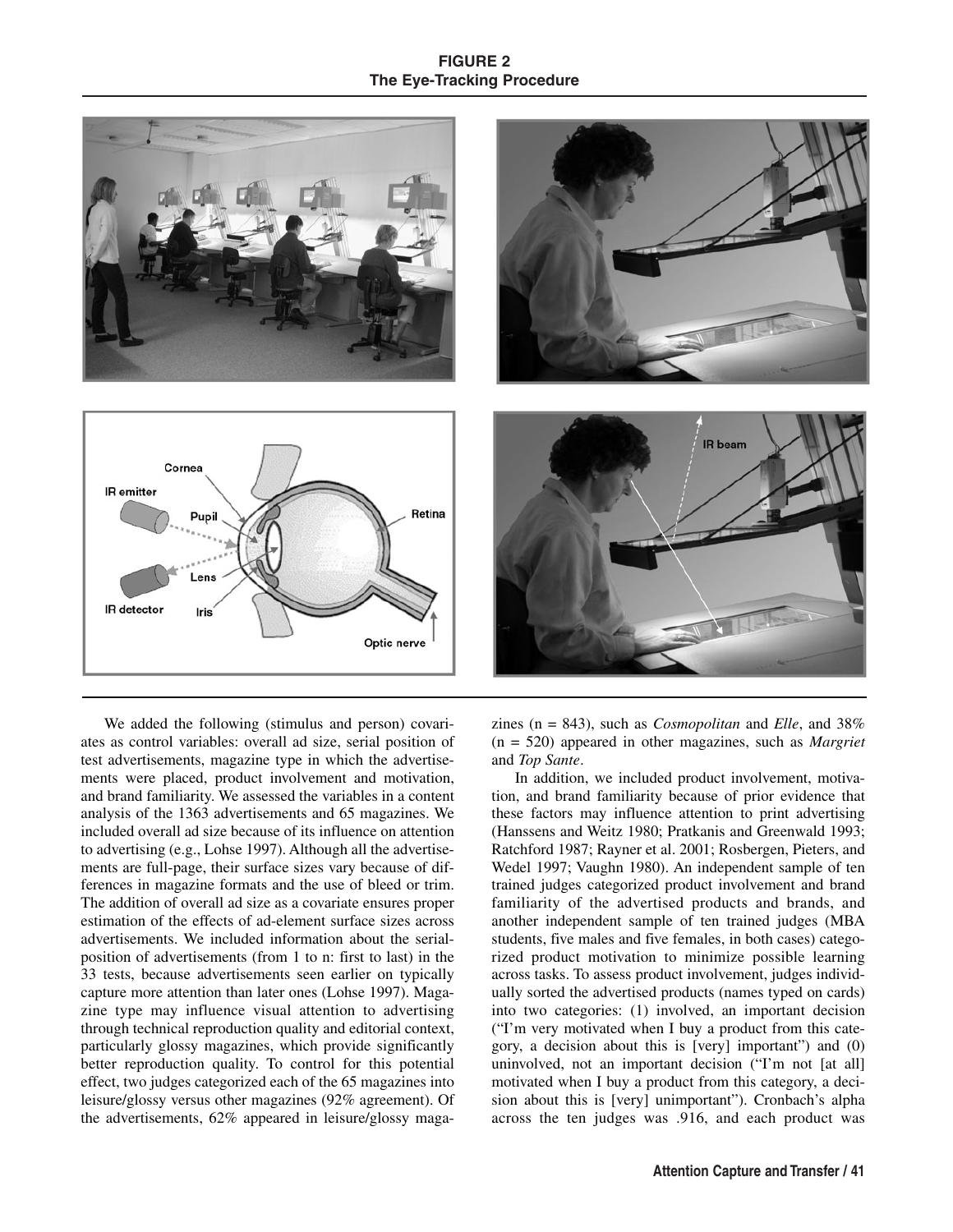**FIGURE 2**
**The Eye-Tracking Procedure**

We added the following (stimulus and person) covariates as control variables: overall ad size, serial position of test advertisements, magazine type in which the advertisements were placed, product involvement and motivation, and brand familiarity. We assessed the variables in a content analysis of the 1363 advertisements and 65 magazines. We included overall ad size because of its influence on attention to advertising (e.g., Lohse 1997). Although all the advertisements are full-page, their surface sizes vary because of differences in magazine formats and the use of bleed or trim. The addition of overall ad size as a covariate ensures proper estimation of the effects of ad-element surface sizes across advertisements. We included information about the serial-position of advertisements (from 1 to n: first to last) in the 33 tests, because advertisements seen earlier on typically capture more attention than later ones (Lohse 1997). Magazine type may influence visual attention to advertising through technical reproduction quality and editorial context, particularly glossy magazines, which provide significantly better reproduction quality. To control for this potential effect, two judges categorized each of the 65 magazines into leisure/glossy versus other magazines (92% agreement). Of the advertisements, 62% appeared in leisure/glossy magazines (n = 843), such as *Cosmopolitan* and *Elle*, and 38% (n = 520) appeared in other magazines, such as *Margriet* and *Top Sante*.

In addition, we included product involvement, motivation, and brand familiarity because of prior evidence that these factors may influence attention to print advertising (Hanssens and Weitz 1980; Pratkanis and Greenwald 1993; Ratchford 1987; Rayner et al. 2001; Rosbergen, Pieters, and Wedel 1997; Vaughn 1980). An independent sample of ten trained judges categorized product involvement and brand familiarity of the advertised products and brands, and another independent sample of ten trained judges (MBA students, five males and five females, in both cases) categorized product motivation to minimize possible learning across tasks. To assess product involvement, judges individually sorted the advertised products (names typed on cards) into two categories: (1) involved, an important decision ("I'm very motivated when I buy a product from this category, a decision about this is [very] important") and (0) uninvolved, not an important decision ("I'm not [at all] motivated when I buy a product from this category, a decision about this is [very] unimportant"). Cronbach's alpha across the ten judges was .916, and each product was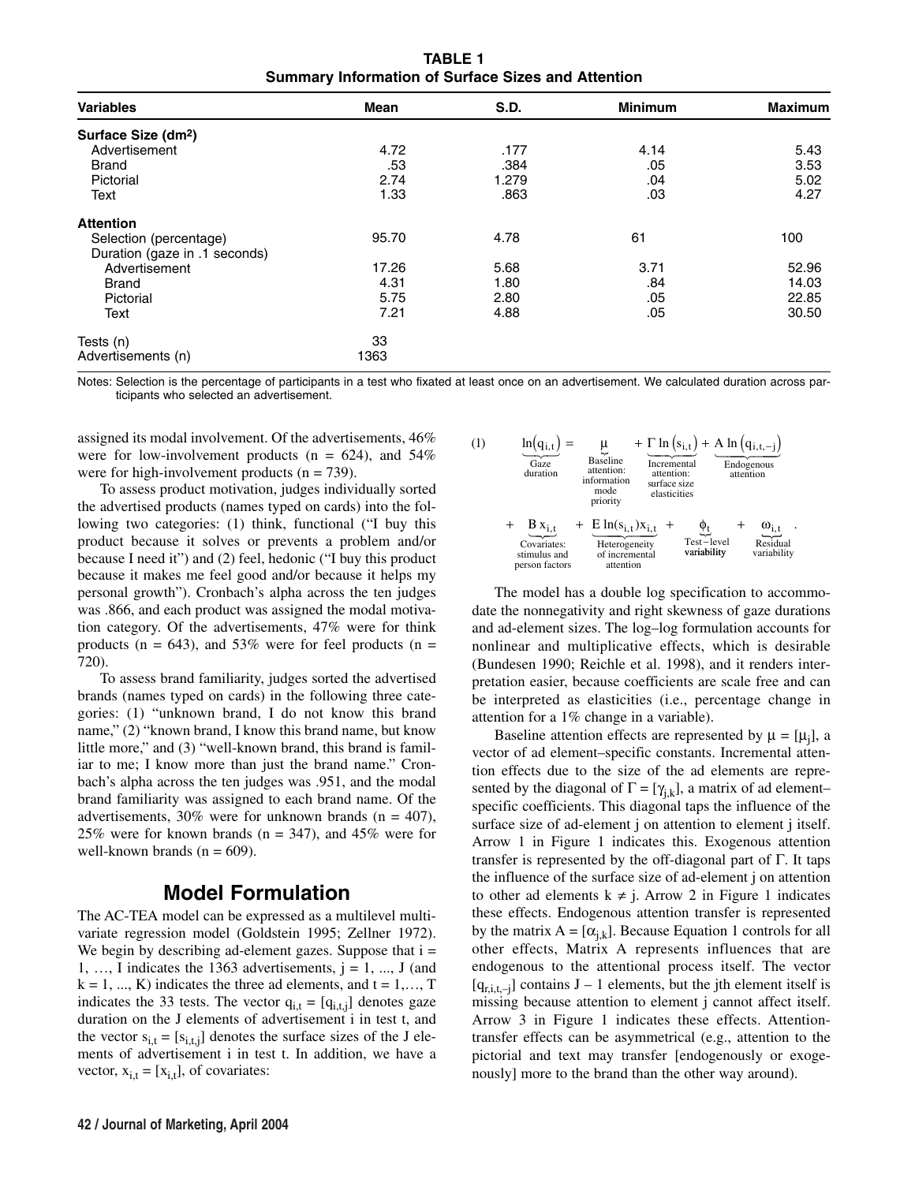**TABLE 1**
**Summary Information of Surface Sizes and Attention**

| Variables | Mean | S.D. | Minimum | Maximum |
|---|---|---|---|---|
| **Surface Size (dm²)** | | | | |
| Advertisement | 4.72 | .177 | 4.14 | 5.43 |
| Brand | .53 | .384 | .05 | 3.53 |
| Pictorial | 2.74 | 1.279 | .04 | 5.02 |
| Text | 1.33 | .863 | .03 | 4.27 |
| **Attention** | | | | |
| Selection (percentage) | 95.70 | 4.78 | 61 | 100 |
| Duration (gaze in .1 seconds) | | | | |
| Advertisement | 17.26 | 5.68 | 3.71 | 52.96 |
| Brand | 4.31 | 1.80 | .84 | 14.03 |
| Pictorial | 5.75 | 2.80 | .05 | 22.85 |
| Text | 7.21 | 4.88 | .05 | 30.50 |
| Tests (n) | 33 | | | |
| Advertisements (n) | 1363 | | | |

Notes: Selection is the percentage of participants in a test who fixated at least once on an advertisement. We calculated duration across participants who selected an advertisement.

assigned its modal involvement. Of the advertisements, 46% were for low-involvement products (n = 624), and 54% were for high-involvement products (n = 739).

To assess product motivation, judges individually sorted the advertised products (names typed on cards) into the following two categories: (1) think, functional ("I buy this product because it solves or prevents a problem and/or because I need it") and (2) feel, hedonic ("I buy this product because it makes me feel good and/or because it helps my personal growth"). Cronbach's alpha across the ten judges was .866, and each product was assigned the modal motivation category. Of the advertisements, 47% were for think products (n = 643), and 53% were for feel products (n = 720).

To assess brand familiarity, judges sorted the advertised brands (names typed on cards) in the following three categories: (1) "unknown brand, I do not know this brand name," (2) "known brand, I know this brand name, but know little more," and (3) "well-known brand, this brand is familiar to me; I know more than just the brand name." Cronbach's alpha across the ten judges was .951, and the modal brand familiarity was assigned to each brand name. Of the advertisements, 30% were for unknown brands (n = 407), 25% were for known brands (n = 347), and 45% were for well-known brands (n = 609).

## Model Formulation

The AC-TEA model can be expressed as a multilevel multivariate regression model (Goldstein 1995; Zellner 1972). We begin by describing ad-element gazes. Suppose that i = 1, …, I indicates the 1363 advertisements, j = 1, ..., J (and k = 1, ..., K) indicates the three ad elements, and t = 1,…, T indicates the 33 tests. The vector $q_{i,t} = [q_{i,t,j}]$ denotes gaze duration on the J elements of advertisement i in test t, and the vector $s_{i,t} = [s_{i,t,j}]$ denotes the surface sizes of the J elements of advertisement i in test t. In addition, we have a vector, $x_{i,t} = [x_{i,t}]$, of covariates:

$$(1) \quad \underbrace{\ln(q_{i,t})}_{\substack{\text{Gaze}\\\text{duration}}} = \underbrace{\mu}_{\substack{\text{Baseline}\\\text{attention:}\\\text{information}\\\text{mode}\\\text{priority}}} + \underbrace{\Gamma \ln(s_{i,t})}_{\substack{\text{Incremental}\\\text{attention:}\\\text{surface size}\\\text{elasticities}}} + \underbrace{A \ln(q_{i,t,-j})}_{\substack{\text{Endogenous}\\\text{attention}}} + \underbrace{B x_{i,t}}_{\substack{\text{Covariates:}\\\text{stimulus and}\\\text{person factors}}} + \underbrace{E \ln(s_{i,t}) x_{i,t}}_{\substack{\text{Heterogeneity}\\\text{of incremental}\\\text{attention}}} + \underbrace{\phi_t}_{\substack{\text{Test-level}\\\text{variability}}} + \underbrace{\omega_{i,t}}_{\substack{\text{Residual}\\\text{variability}}}.$$

The model has a double log specification to accommodate the nonnegativity and right skewness of gaze durations and ad-element sizes. The log–log formulation accounts for nonlinear and multiplicative effects, which is desirable (Bundesen 1990; Reichle et al. 1998), and it renders interpretation easier, because coefficients are scale free and can be interpreted as elasticities (i.e., percentage change in attention for a 1% change in a variable).

Baseline attention effects are represented by $\mu = [\mu_j]$, a vector of ad element–specific constants. Incremental attention effects due to the size of the ad elements are represented by the diagonal of $\Gamma = [\gamma_{j,k}]$, a matrix of ad element–specific coefficients. This diagonal taps the influence of the surface size of ad-element j on attention to element j itself. Arrow 1 in Figure 1 indicates this. Exogenous attention transfer is represented by the off-diagonal part of $\Gamma$. It taps the influence of the surface size of ad-element j on attention to other ad elements $k \neq j$. Arrow 2 in Figure 1 indicates these effects. Endogenous attention transfer is represented by the matrix $A = [\alpha_{j,k}]$. Because Equation 1 controls for all other effects, Matrix A represents influences that are endogenous to the attentional process itself. The vector $[q_{r,i,t,-j}]$ contains J – 1 elements, but the jth element itself is missing because attention to element j cannot affect itself. Arrow 3 in Figure 1 indicates these effects. Attention-transfer effects can be asymmetrical (e.g., attention to the pictorial and text may transfer [endogenously or exogenously] more to the brand than the other way around).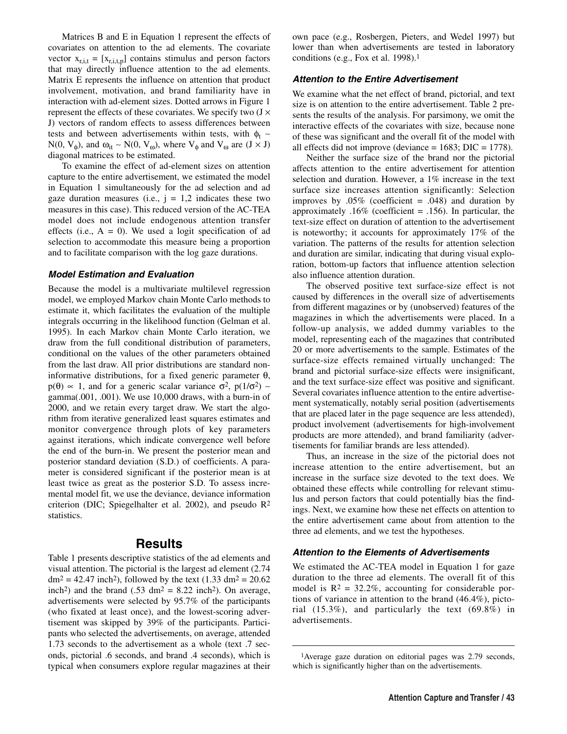Matrices B and E in Equation 1 represent the effects of covariates on attention to the ad elements. The covariate vector $x_{r,i,t} = [x_{r,i,t,p}]$ contains stimulus and person factors that may directly influence attention to the ad elements. Matrix E represents the influence on attention that product involvement, motivation, and brand familiarity have in interaction with ad-element sizes. Dotted arrows in Figure 1 represent the effects of these covariates. We specify two ($J \times J$) vectors of random effects to assess differences between tests and between advertisements within tests, with $\phi_t \sim N(0, V_\phi)$, and $\omega_{it} \sim N(0, V_\omega)$, where $V_\phi$ and $V_\omega$ are ($J \times J$) diagonal matrices to be estimated.

To examine the effect of ad-element sizes on attention capture to the entire advertisement, we estimated the model in Equation 1 simultaneously for the ad selection and ad gaze duration measures (i.e., $j = 1,2$ indicates these two measures in this case). This reduced version of the AC-TEA model does not include endogenous attention transfer effects (i.e., $A = 0$). We used a logit specification of ad selection to accommodate this measure being a proportion and to facilitate comparison with the log gaze durations.

### *Model Estimation and Evaluation*

Because the model is a multivariate multilevel regression model, we employed Markov chain Monte Carlo methods to estimate it, which facilitates the evaluation of the multiple integrals occurring in the likelihood function (Gelman et al. 1995). In each Markov chain Monte Carlo iteration, we draw from the full conditional distribution of parameters, conditional on the values of the other parameters obtained from the last draw. All prior distributions are standard non-informative distributions, for a fixed generic parameter $\theta$, $p(\theta) \propto 1$, and for a generic scalar variance $\sigma^2$, $p(1/\sigma^2) \sim$ gamma(.001, .001). We use 10,000 draws, with a burn-in of 2000, and we retain every target draw. We start the algorithm from iterative generalized least squares estimates and monitor convergence through plots of key parameters against iterations, which indicate convergence well before the end of the burn-in. We present the posterior mean and posterior standard deviation (S.D.) of coefficients. A parameter is considered significant if the posterior mean is at least twice as great as the posterior S.D. To assess incremental model fit, we use the deviance, deviance information criterion (DIC; Spiegelhalter et al. 2002), and pseudo $R^2$ statistics.

## Results

Table 1 presents descriptive statistics of the ad elements and visual attention. The pictorial is the largest ad element (2.74 $dm^2$ = 42.47 $inch^2$), followed by the text (1.33 $dm^2$ = 20.62 $inch^2$) and the brand (.53 $dm^2$ = 8.22 $inch^2$). On average, advertisements were selected by 95.7% of the participants (who fixated at least once), and the lowest-scoring advertisement was skipped by 39% of the participants. Participants who selected the advertisements, on average, attended 1.73 seconds to the advertisement as a whole (text .7 seconds, pictorial .6 seconds, and brand .4 seconds), which is typical when consumers explore regular magazines at their own pace (e.g., Rosbergen, Pieters, and Wedel 1997) but lower than when advertisements are tested in laboratory conditions (e.g., Fox et al. 1998).[1]

### *Attention to the Entire Advertisement*

We examine what the net effect of brand, pictorial, and text size is on attention to the entire advertisement. Table 2 presents the results of the analysis. For parsimony, we omit the interactive effects of the covariates with size, because none of these was significant and the overall fit of the model with all effects did not improve (deviance = 1683; DIC = 1778).

Neither the surface size of the brand nor the pictorial affects attention to the entire advertisement for attention selection and duration. However, a 1% increase in the text surface size increases attention significantly: Selection improves by .05% (coefficient = .048) and duration by approximately .16% (coefficient = .156). In particular, the text-size effect on duration of attention to the advertisement is noteworthy; it accounts for approximately 17% of the variation. The patterns of the results for attention selection and duration are similar, indicating that during visual exploration, bottom-up factors that influence attention selection also influence attention duration.

The observed positive text surface-size effect is not caused by differences in the overall size of advertisements from different magazines or by (unobserved) features of the magazines in which the advertisements were placed. In a follow-up analysis, we added dummy variables to the model, representing each of the magazines that contributed 20 or more advertisements to the sample. Estimates of the surface-size effects remained virtually unchanged: The brand and pictorial surface-size effects were insignificant, and the text surface-size effect was positive and significant. Several covariates influence attention to the entire advertisement systematically, notably serial position (advertisements that are placed later in the page sequence are less attended), product involvement (advertisements for high-involvement products are more attended), and brand familiarity (advertisements for familiar brands are less attended).

Thus, an increase in the size of the pictorial does not increase attention to the entire advertisement, but an increase in the surface size devoted to the text does. We obtained these effects while controlling for relevant stimulus and person factors that could potentially bias the findings. Next, we examine how these net effects on attention to the entire advertisement came about from attention to the three ad elements, and we test the hypotheses.

### *Attention to the Elements of Advertisements*

We estimated the AC-TEA model in Equation 1 for gaze duration to the three ad elements. The overall fit of this model is $R^2$ = 32.2%, accounting for considerable portions of variance in attention to the brand (46.4%), pictorial (15.3%), and particularly the text (69.8%) in advertisements.

[1]Average gaze duration on editorial pages was 2.79 seconds, which is significantly higher than on the advertisements.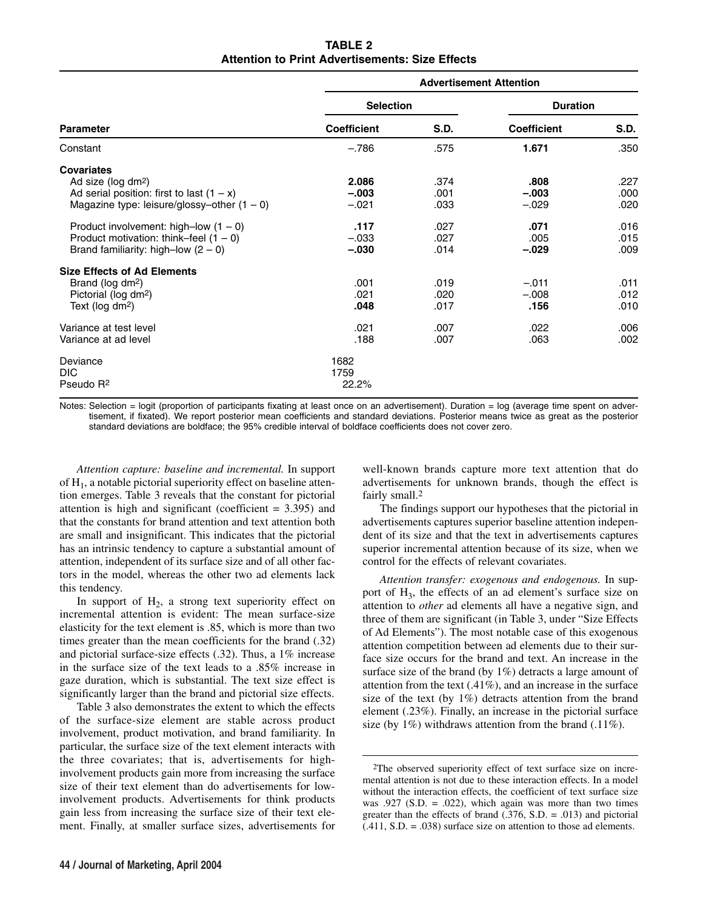**TABLE 2**
**Attention to Print Advertisements: Size Effects**

| Parameter | Advertisement Attention | | | |
|---|---|---|---|---|
| | Selection | | Duration | |
| | Coefficient | S.D. | Coefficient | S.D. |
| Constant | –.786 | .575 | **1.671** | .350 |
| **Covariates** | | | | |
| Ad size (log dm²) | **2.086** | .374 | **.808** | .227 |
| Ad serial position: first to last (1 – x) | **–.003** | .001 | **–.003** | .000 |
| Magazine type: leisure/glossy–other (1 – 0) | –.021 | .033 | –.029 | .020 |
| Product involvement: high–low (1 – 0) | **.117** | .027 | **.071** | .016 |
| Product motivation: think–feel (1 – 0) | –.033 | .027 | .005 | .015 |
| Brand familiarity: high–low (2 – 0) | **–.030** | .014 | **–.029** | .009 |
| **Size Effects of Ad Elements** | | | | |
| Brand (log dm²) | .001 | .019 | –.011 | .011 |
| Pictorial (log dm²) | .021 | .020 | –.008 | .012 |
| Text (log dm²) | **.048** | .017 | **.156** | .010 |
| Variance at test level | .021 | .007 | .022 | .006 |
| Variance at ad level | .188 | .007 | .063 | .002 |
| Deviance | 1682 | | | |
| DIC | 1759 | | | |
| Pseudo $R^2$ | 22.2% | | | |

Notes: Selection = logit (proportion of participants fixating at least once on an advertisement). Duration = log (average time spent on advertisement, if fixated). We report posterior mean coefficients and standard deviations. Posterior means twice as great as the posterior standard deviations are boldface; the 95% credible interval of boldface coefficients does not cover zero.

*Attention capture: baseline and incremental.* In support of $H_1$, a notable pictorial superiority effect on baseline attention emerges. Table 3 reveals that the constant for pictorial attention is high and significant (coefficient = 3.395) and that the constants for brand attention and text attention both are small and insignificant. This indicates that the pictorial has an intrinsic tendency to capture a substantial amount of attention, independent of its surface size and of all other factors in the model, whereas the other two ad elements lack this tendency.

In support of $H_2$, a strong text superiority effect on incremental attention is evident: The mean surface-size elasticity for the text element is .85, which is more than two times greater than the mean coefficients for the brand (.32) and pictorial surface-size effects (.32). Thus, a 1% increase in the surface size of the text leads to a .85% increase in gaze duration, which is substantial. The text size effect is significantly larger than the brand and pictorial size effects.

Table 3 also demonstrates the extent to which the effects of the surface-size element are stable across product involvement, product motivation, and brand familiarity. In particular, the surface size of the text element interacts with the three covariates; that is, advertisements for high-involvement products gain more from increasing the surface size of their text element than do advertisements for low-involvement products. Advertisements for think products gain less from increasing the surface size of their text element. Finally, at smaller surface sizes, advertisements for well-known brands capture more text attention that do advertisements for unknown brands, though the effect is fairly small.[2]

The findings support our hypotheses that the pictorial in advertisements captures superior baseline attention independent of its size and that the text in advertisements captures superior incremental attention because of its size, when we control for the effects of relevant covariates.

*Attention transfer: exogenous and endogenous.* In support of $H_3$, the effects of an ad element's surface size on attention to *other* ad elements all have a negative sign, and three of them are significant (in Table 3, under "Size Effects of Ad Elements"). The most notable case of this exogenous attention competition between ad elements due to their surface size occurs for the brand and text. An increase in the surface size of the brand (by 1%) detracts a large amount of attention from the text (.41%), and an increase in the surface size of the text (by 1%) detracts attention from the brand element (.23%). Finally, an increase in the pictorial surface size (by 1%) withdraws attention from the brand (.11%).

[2]The observed superiority effect of text surface size on incremental attention is not due to these interaction effects. In a model without the interaction effects, the coefficient of text surface size was .927 (S.D. = .022), which again was more than two times greater than the effects of brand (.376, S.D. = .013) and pictorial (.411, S.D. = .038) surface size on attention to those ad elements.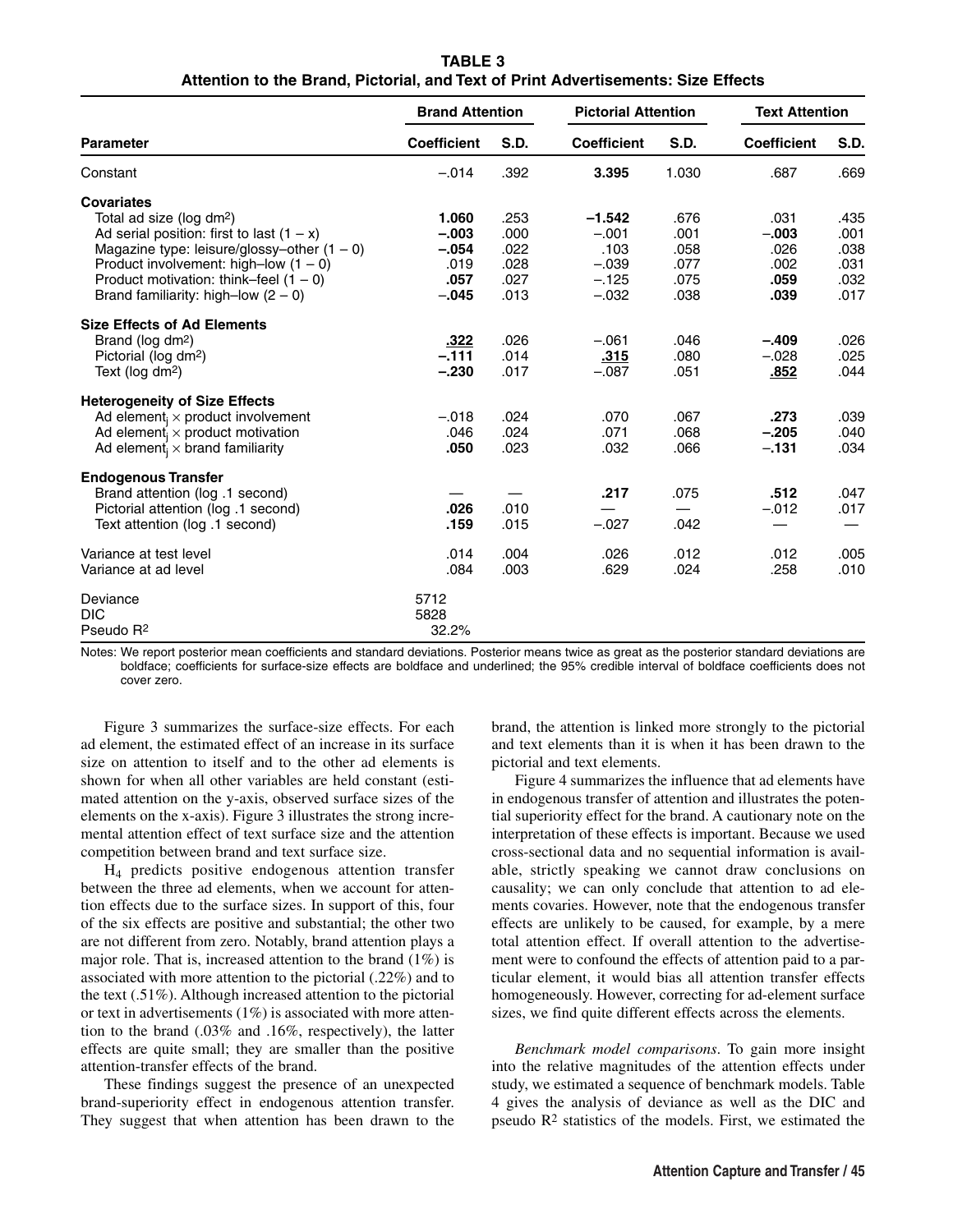**TABLE 3**
**Attention to the Brand, Pictorial, and Text of Print Advertisements: Size Effects**

| Parameter | Brand Attention | | Pictorial Attention | | Text Attention | |
|---|---|---|---|---|---|---|
| | Coefficient | S.D. | Coefficient | S.D. | Coefficient | S.D. |
| Constant | –.014 | .392 | **3.395** | 1.030 | .687 | .669 |
| **Covariates** | | | | | | |
| Total ad size (log dm²) | **1.060** | .253 | **–1.542** | .676 | .031 | .435 |
| Ad serial position: first to last (1 – x) | **–.003** | .000 | –.001 | .001 | **–.003** | .001 |
| Magazine type: leisure/glossy–other (1 – 0) | **–.054** | .022 | .103 | .058 | .026 | .038 |
| Product involvement: high–low (1 – 0) | .019 | .028 | –.039 | .077 | .002 | .031 |
| Product motivation: think–feel (1 – 0) | **.057** | .027 | –.125 | .075 | **.059** | .032 |
| Brand familiarity: high–low (2 – 0) | **–.045** | .013 | –.032 | .038 | **.039** | .017 |
| **Size Effects of Ad Elements** | | | | | | |
| Brand (log dm²) | **<u>.322</u>** | .026 | –.061 | .046 | **–.409** | .026 |
| Pictorial (log dm²) | **–.111** | .014 | **<u>.315</u>** | .080 | –.028 | .025 |
| Text (log dm²) | **–.230** | .017 | –.087 | .051 | **<u>.852</u>** | .044 |
| **Heterogeneity of Size Effects** | | | | | | |
| Ad element$_j$ × product involvement | –.018 | .024 | .070 | .067 | **.273** | .039 |
| Ad element$_j$ × product motivation | .046 | .024 | .071 | .068 | **–.205** | .040 |
| Ad element$_j$ × brand familiarity | **.050** | .023 | .032 | .066 | **–.131** | .034 |
| **Endogenous Transfer** | | | | | | |
| Brand attention (log .1 second) | — | — | **.217** | .075 | **.512** | .047 |
| Pictorial attention (log .1 second) | **.026** | .010 | — | — | –.012 | .017 |
| Text attention (log .1 second) | **.159** | .015 | –.027 | .042 | — | — |
| Variance at test level | .014 | .004 | .026 | .012 | .012 | .005 |
| Variance at ad level | .084 | .003 | .629 | .024 | .258 | .010 |
| Deviance | 5712 | | | | | |
| DIC | 5828 | | | | | |
| Pseudo R² | 32.2% | | | | | |

Notes: We report posterior mean coefficients and standard deviations. Posterior means twice as great as the posterior standard deviations are boldface; coefficients for surface-size effects are boldface and underlined; the 95% credible interval of boldface coefficients does not cover zero.

Figure 3 summarizes the surface-size effects. For each ad element, the estimated effect of an increase in its surface size on attention to itself and to the other ad elements is shown for when all other variables are held constant (estimated attention on the y-axis, observed surface sizes of the elements on the x-axis). Figure 3 illustrates the strong incremental attention effect of text surface size and the attention competition between brand and text surface size.

$H_4$ predicts positive endogenous attention transfer between the three ad elements, when we account for attention effects due to the surface sizes. In support of this, four of the six effects are positive and substantial; the other two are not different from zero. Notably, brand attention plays a major role. That is, increased attention to the brand (1%) is associated with more attention to the pictorial (.22%) and to the text (.51%). Although increased attention to the pictorial or text in advertisements (1%) is associated with more attention to the brand (.03% and .16%, respectively), the latter effects are quite small; they are smaller than the positive attention-transfer effects of the brand.

These findings suggest the presence of an unexpected brand-superiority effect in endogenous attention transfer. They suggest that when attention has been drawn to the brand, the attention is linked more strongly to the pictorial and text elements than it is when it has been drawn to the pictorial and text elements.

Figure 4 summarizes the influence that ad elements have in endogenous transfer of attention and illustrates the potential superiority effect for the brand. A cautionary note on the interpretation of these effects is important. Because we used cross-sectional data and no sequential information is available, strictly speaking we cannot draw conclusions on causality; we can only conclude that attention to ad elements covaries. However, note that the endogenous transfer effects are unlikely to be caused, for example, by a mere total attention effect. If overall attention to the advertisement were to confound the effects of attention paid to a particular element, it would bias all attention transfer effects homogeneously. However, correcting for ad-element surface sizes, we find quite different effects across the elements.

*Benchmark model comparisons*. To gain more insight into the relative magnitudes of the attention effects under study, we estimated a sequence of benchmark models. Table 4 gives the analysis of deviance as well as the DIC and pseudo $R^2$ statistics of the models. First, we estimated the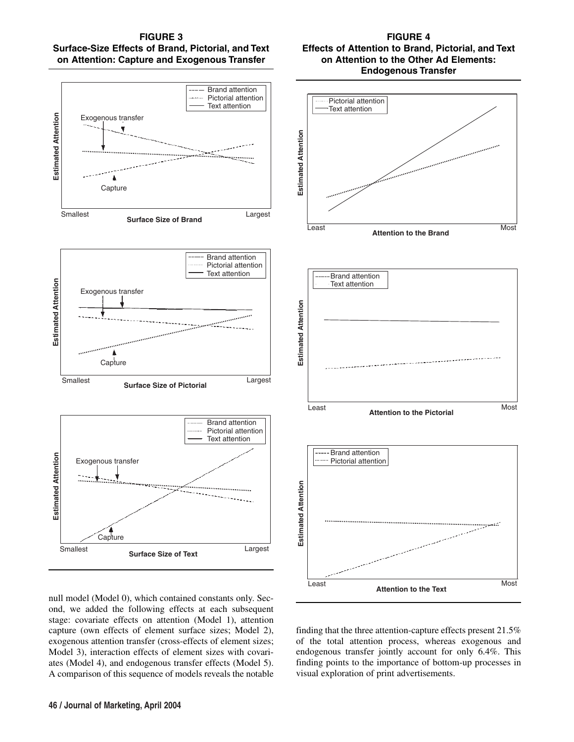**FIGURE 3**
**Surface-Size Effects of Brand, Pictorial, and Text on Attention: Capture and Exogenous Transfer**

**FIGURE 4**
**Effects of Attention to Brand, Pictorial, and Text on Attention to the Other Ad Elements: Endogenous Transfer**

null model (Model 0), which contained constants only. Second, we added the following effects at each subsequent stage: covariate effects on attention (Model 1), attention capture (own effects of element surface sizes; Model 2), exogenous attention transfer (cross-effects of element sizes; Model 3), interaction effects of element sizes with covariates (Model 4), and endogenous transfer effects (Model 5). A comparison of this sequence of models reveals the notable finding that the three attention-capture effects present 21.5% of the total attention process, whereas exogenous and endogenous transfer jointly account for only 6.4%. This finding points to the importance of bottom-up processes in visual exploration of print advertisements.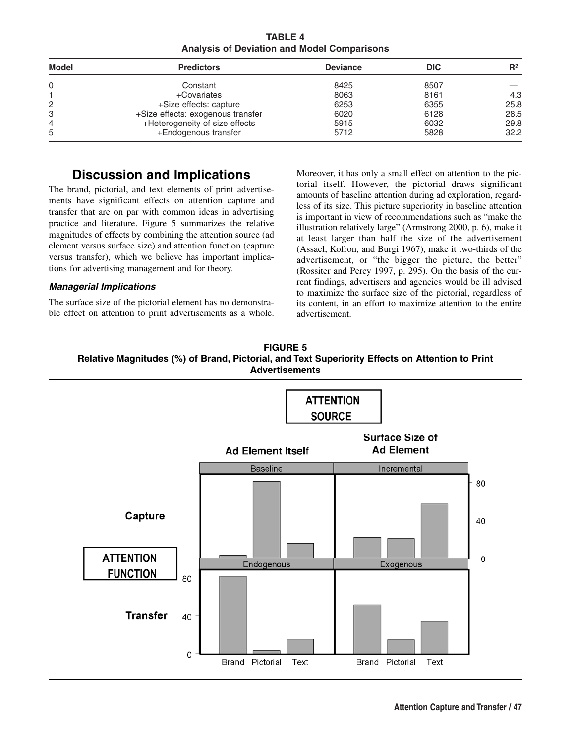**TABLE 4**
**Analysis of Deviation and Model Comparisons**

| Model | Predictors | Deviance | DIC | $R^2$ |
|---|---|---|---|---|
| 0 | Constant | 8425 | 8507 | — |
| 1 | +Covariates | 8063 | 8161 | 4.3 |
| 2 | +Size effects: capture | 6253 | 6355 | 25.8 |
| 3 | +Size effects: exogenous transfer | 6020 | 6128 | 28.5 |
| 4 | +Heterogeneity of size effects | 5915 | 6032 | 29.8 |
| 5 | +Endogenous transfer | 5712 | 5828 | 32.2 |

## Discussion and Implications

The brand, pictorial, and text elements of print advertisements have significant effects on attention capture and transfer that are on par with common ideas in advertising practice and literature. Figure 5 summarizes the relative magnitudes of effects by combining the attention source (ad element versus surface size) and attention function (capture versus transfer), which we believe has important implications for advertising management and for theory.

### *Managerial Implications*

The surface size of the pictorial element has no demonstrable effect on attention to print advertisements as a whole. Moreover, it has only a small effect on attention to the pictorial itself. However, the pictorial draws significant amounts of baseline attention during ad exploration, regardless of its size. This picture superiority in baseline attention is important in view of recommendations such as "make the illustration relatively large" (Armstrong 2000, p. 6), make it at least larger than half the size of the advertisement (Assael, Kofron, and Burgi 1967), make it two-thirds of the advertisement, or "the bigger the picture, the better" (Rossiter and Percy 1997, p. 295). On the basis of the current findings, advertisers and agencies would be ill advised to maximize the surface size of the pictorial, regardless of its content, in an effort to maximize attention to the entire advertisement.

**FIGURE 5**
**Relative Magnitudes (%) of Brand, Pictorial, and Text Superiority Effects on Attention to Print Advertisements**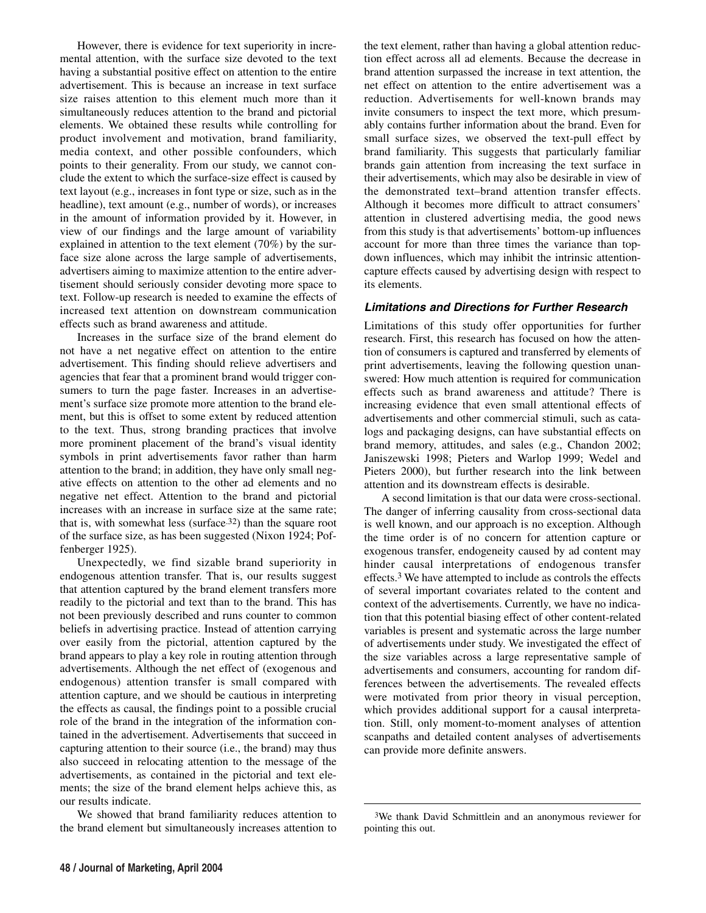However, there is evidence for text superiority in incremental attention, with the surface size devoted to the text having a substantial positive effect on attention to the entire advertisement. This is because an increase in text surface size raises attention to this element much more than it simultaneously reduces attention to the brand and pictorial elements. We obtained these results while controlling for product involvement and motivation, brand familiarity, media context, and other possible confounders, which points to their generality. From our study, we cannot conclude the extent to which the surface-size effect is caused by text layout (e.g., increases in font type or size, such as in the headline), text amount (e.g., number of words), or increases in the amount of information provided by it. However, in view of our findings and the large amount of variability explained in attention to the text element (70%) by the surface size alone across the large sample of advertisements, advertisers aiming to maximize attention to the entire advertisement should seriously consider devoting more space to text. Follow-up research is needed to examine the effects of increased text attention on downstream communication effects such as brand awareness and attitude.

Increases in the surface size of the brand element do not have a net negative effect on attention to the entire advertisement. This finding should relieve advertisers and agencies that fear that a prominent brand would trigger consumers to turn the page faster. Increases in an advertisement's surface size promote more attention to the brand element, but this is offset to some extent by reduced attention to the text. Thus, strong branding practices that involve more prominent placement of the brand's visual identity symbols in print advertisements favor rather than harm attention to the brand; in addition, they have only small negative effects on attention to the other ad elements and no negative net effect. Attention to the brand and pictorial increases with an increase in surface size at the same rate; that is, with somewhat less ($\text{surface}^{.32}$) than the square root of the surface size, as has been suggested (Nixon 1924; Poffenberger 1925).

Unexpectedly, we find sizable brand superiority in endogenous attention transfer. That is, our results suggest that attention captured by the brand element transfers more readily to the pictorial and text than to the brand. This has not been previously described and runs counter to common beliefs in advertising practice. Instead of attention carrying over easily from the pictorial, attention captured by the brand appears to play a key role in routing attention through advertisements. Although the net effect of (exogenous and endogenous) attention transfer is small compared with attention capture, and we should be cautious in interpreting the effects as causal, the findings point to a possible crucial role of the brand in the integration of the information contained in the advertisement. Advertisements that succeed in capturing attention to their source (i.e., the brand) may thus also succeed in relocating attention to the message of the advertisements, as contained in the pictorial and text elements; the size of the brand element helps achieve this, as our results indicate.

We showed that brand familiarity reduces attention to the brand element but simultaneously increases attention to the text element, rather than having a global attention reduction effect across all ad elements. Because the decrease in brand attention surpassed the increase in text attention, the net effect on attention to the entire advertisement was a reduction. Advertisements for well-known brands may invite consumers to inspect the text more, which presumably contains further information about the brand. Even for small surface sizes, we observed the text-pull effect by brand familiarity. This suggests that particularly familiar brands gain attention from increasing the text surface in their advertisements, which may also be desirable in view of the demonstrated text–brand attention transfer effects. Although it becomes more difficult to attract consumers' attention in clustered advertising media, the good news from this study is that advertisements' bottom-up influences account for more than three times the variance than top-down influences, which may inhibit the intrinsic attention-capture effects caused by advertising design with respect to its elements.

### *Limitations and Directions for Further Research*

Limitations of this study offer opportunities for further research. First, this research has focused on how the attention of consumers is captured and transferred by elements of print advertisements, leaving the following question unanswered: How much attention is required for communication effects such as brand awareness and attitude? There is increasing evidence that even small attentional effects of advertisements and other commercial stimuli, such as catalogs and packaging designs, can have substantial effects on brand memory, attitudes, and sales (e.g., Chandon 2002; Janiszewski 1998; Pieters and Warlop 1999; Wedel and Pieters 2000), but further research into the link between attention and its downstream effects is desirable.

A second limitation is that our data were cross-sectional. The danger of inferring causality from cross-sectional data is well known, and our approach is no exception. Although the time order is of no concern for attention capture or exogenous transfer, endogeneity caused by ad content may hinder causal interpretations of endogenous transfer effects.[3] We have attempted to include as controls the effects of several important covariates related to the content and context of the advertisements. Currently, we have no indication that this potential biasing effect of other content-related variables is present and systematic across the large number of advertisements under study. We investigated the effect of the size variables across a large representative sample of advertisements and consumers, accounting for random differences between the advertisements. The revealed effects were motivated from prior theory in visual perception, which provides additional support for a causal interpretation. Still, only moment-to-moment analyses of attention scanpaths and detailed content analyses of advertisements can provide more definite answers.

---

[3]We thank David Schmittlein and an anonymous reviewer for pointing this out.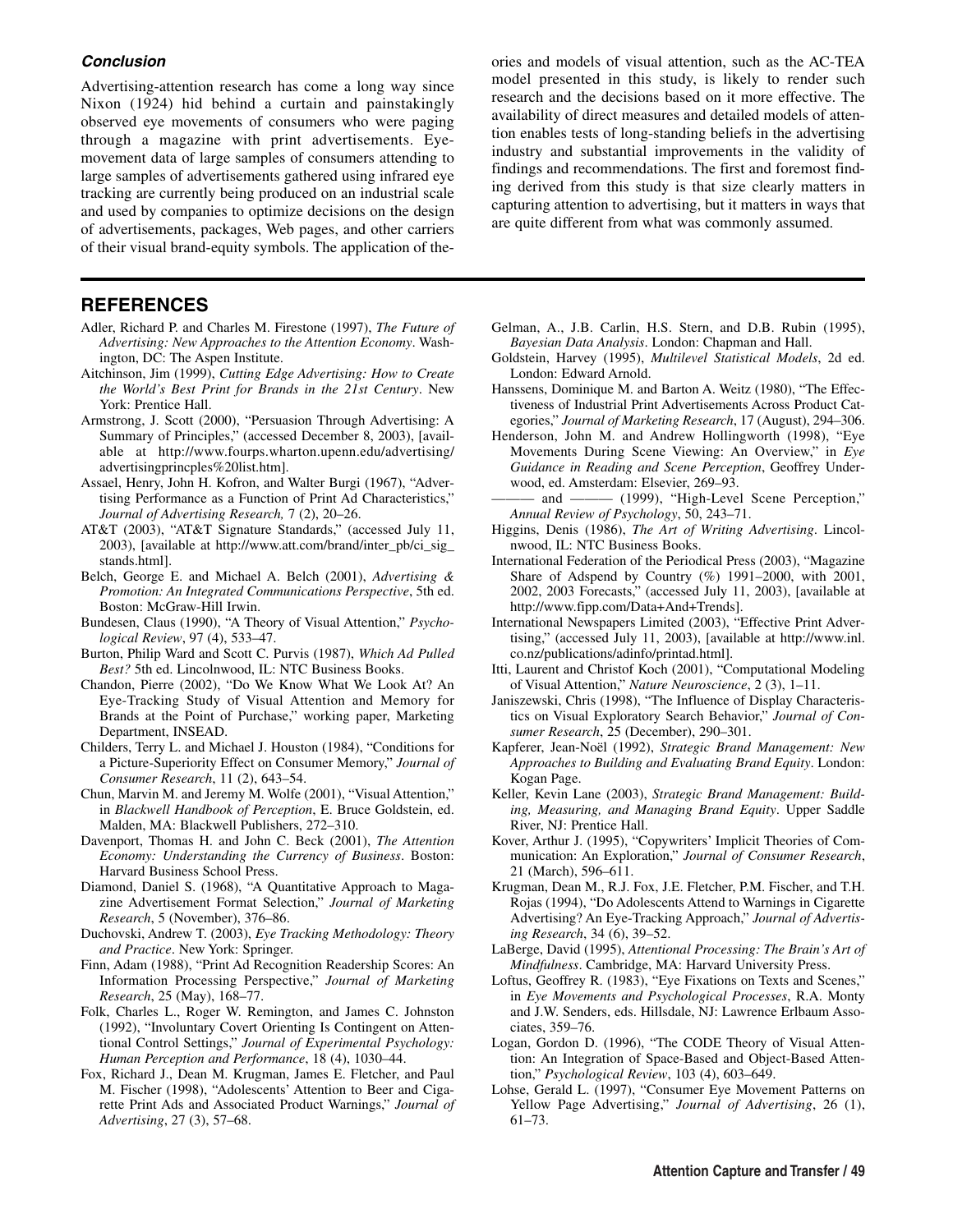### *Conclusion*

Advertising-attention research has come a long way since Nixon (1924) hid behind a curtain and painstakingly observed eye movements of consumers who were paging through a magazine with print advertisements. Eye-movement data of large samples of consumers attending to large samples of advertisements gathered using infrared eye tracking are currently being produced on an industrial scale and used by companies to optimize decisions on the design of advertisements, packages, Web pages, and other carriers of their visual brand-equity symbols. The application of theories and models of visual attention, such as the AC-TEA model presented in this study, is likely to render such research and the decisions based on it more effective. The availability of direct measures and detailed models of attention enables tests of long-standing beliefs in the advertising industry and substantial improvements in the validity of findings and recommendations. The first and foremost finding derived from this study is that size clearly matters in capturing attention to advertising, but it matters in ways that are quite different from what was commonly assumed.

## REFERENCES

Adler, Richard P. and Charles M. Firestone (1997), *The Future of Advertising: New Approaches to the Attention Economy*. Washington, DC: The Aspen Institute.

Aitchinson, Jim (1999), *Cutting Edge Advertising: How to Create the World's Best Print for Brands in the 21st Century*. New York: Prentice Hall.

Armstrong, J. Scott (2000), "Persuasion Through Advertising: A Summary of Principles," (accessed December 8, 2003), [available at http://www.fourps.wharton.upenn.edu/advertising/advertisingprincples%20list.htm].

Assael, Henry, John H. Kofron, and Walter Burgi (1967), "Advertising Performance as a Function of Print Ad Characteristics," *Journal of Advertising Research,* 7 (2), 20–26.

AT&T (2003), "AT&T Signature Standards," (accessed July 11, 2003), [available at http://www.att.com/brand/inter_pb/ci_sig_stands.html].

Belch, George E. and Michael A. Belch (2001), *Advertising & Promotion: An Integrated Communications Perspective*, 5th ed. Boston: McGraw-Hill Irwin.

Bundesen, Claus (1990), "A Theory of Visual Attention," *Psychological Review*, 97 (4), 533–47.

Burton, Philip Ward and Scott C. Purvis (1987), *Which Ad Pulled Best?* 5th ed. Lincolnwood, IL: NTC Business Books.

Chandon, Pierre (2002), "Do We Know What We Look At? An Eye-Tracking Study of Visual Attention and Memory for Brands at the Point of Purchase," working paper, Marketing Department, INSEAD.

Childers, Terry L. and Michael J. Houston (1984), "Conditions for a Picture-Superiority Effect on Consumer Memory," *Journal of Consumer Research*, 11 (2), 643–54.

Chun, Marvin M. and Jeremy M. Wolfe (2001), "Visual Attention," in *Blackwell Handbook of Perception*, E. Bruce Goldstein, ed. Malden, MA: Blackwell Publishers, 272–310.

Davenport, Thomas H. and John C. Beck (2001), *The Attention Economy: Understanding the Currency of Business*. Boston: Harvard Business School Press.

Diamond, Daniel S. (1968), "A Quantitative Approach to Magazine Advertisement Format Selection," *Journal of Marketing Research*, 5 (November), 376–86.

Duchovski, Andrew T. (2003), *Eye Tracking Methodology: Theory and Practice*. New York: Springer.

Finn, Adam (1988), "Print Ad Recognition Readership Scores: An Information Processing Perspective," *Journal of Marketing Research*, 25 (May), 168–77.

Folk, Charles L., Roger W. Remington, and James C. Johnston (1992), "Involuntary Covert Orienting Is Contingent on Attentional Control Settings," *Journal of Experimental Psychology: Human Perception and Performance*, 18 (4), 1030–44.

Fox, Richard J., Dean M. Krugman, James E. Fletcher, and Paul M. Fischer (1998), "Adolescents' Attention to Beer and Cigarette Print Ads and Associated Product Warnings," *Journal of Advertising*, 27 (3), 57–68.

Gelman, A., J.B. Carlin, H.S. Stern, and D.B. Rubin (1995), *Bayesian Data Analysis*. London: Chapman and Hall.

Goldstein, Harvey (1995), *Multilevel Statistical Models*, 2d ed. London: Edward Arnold.

Hanssens, Dominique M. and Barton A. Weitz (1980), "The Effectiveness of Industrial Print Advertisements Across Product Categories," *Journal of Marketing Research*, 17 (August), 294–306.

Henderson, John M. and Andrew Hollingworth (1998), "Eye Movements During Scene Viewing: An Overview," in *Eye Guidance in Reading and Scene Perception*, Geoffrey Underwood, ed. Amsterdam: Elsevier, 269–93.

——— and ——— (1999), "High-Level Scene Perception," *Annual Review of Psychology*, 50, 243–71.

Higgins, Denis (1986), *The Art of Writing Advertising*. Lincolnwood, IL: NTC Business Books.

International Federation of the Periodical Press (2003), "Magazine Share of Adspend by Country (%) 1991–2000, with 2001, 2002, 2003 Forecasts," (accessed July 11, 2003), [available at http://www.fipp.com/Data+And+Trends].

International Newspapers Limited (2003), "Effective Print Advertising," (accessed July 11, 2003), [available at http://www.inl.co.nz/publications/adinfo/printad.html].

Itti, Laurent and Christof Koch (2001), "Computational Modeling of Visual Attention," *Nature Neuroscience*, 2 (3), 1–11.

Janiszewski, Chris (1998), "The Influence of Display Characteristics on Visual Exploratory Search Behavior," *Journal of Consumer Research*, 25 (December), 290–301.

Kapferer, Jean-Noël (1992), *Strategic Brand Management: New Approaches to Building and Evaluating Brand Equity*. London: Kogan Page.

Keller, Kevin Lane (2003), *Strategic Brand Management: Building, Measuring, and Managing Brand Equity*. Upper Saddle River, NJ: Prentice Hall.

Kover, Arthur J. (1995), "Copywriters' Implicit Theories of Communication: An Exploration," *Journal of Consumer Research*, 21 (March), 596–611.

Krugman, Dean M., R.J. Fox, J.E. Fletcher, P.M. Fischer, and T.H. Rojas (1994), "Do Adolescents Attend to Warnings in Cigarette Advertising? An Eye-Tracking Approach," *Journal of Advertising Research*, 34 (6), 39–52.

LaBerge, David (1995), *Attentional Processing: The Brain's Art of Mindfulness*. Cambridge, MA: Harvard University Press.

Loftus, Geoffrey R. (1983), "Eye Fixations on Texts and Scenes," in *Eye Movements and Psychological Processes*, R.A. Monty and J.W. Senders, eds. Hillsdale, NJ: Lawrence Erlbaum Associates, 359–76.

Logan, Gordon D. (1996), "The CODE Theory of Visual Attention: An Integration of Space-Based and Object-Based Attention," *Psychological Review*, 103 (4), 603–649.

Lohse, Gerald L. (1997), "Consumer Eye Movement Patterns on Yellow Page Advertising," *Journal of Advertising*, 26 (1), 61–73.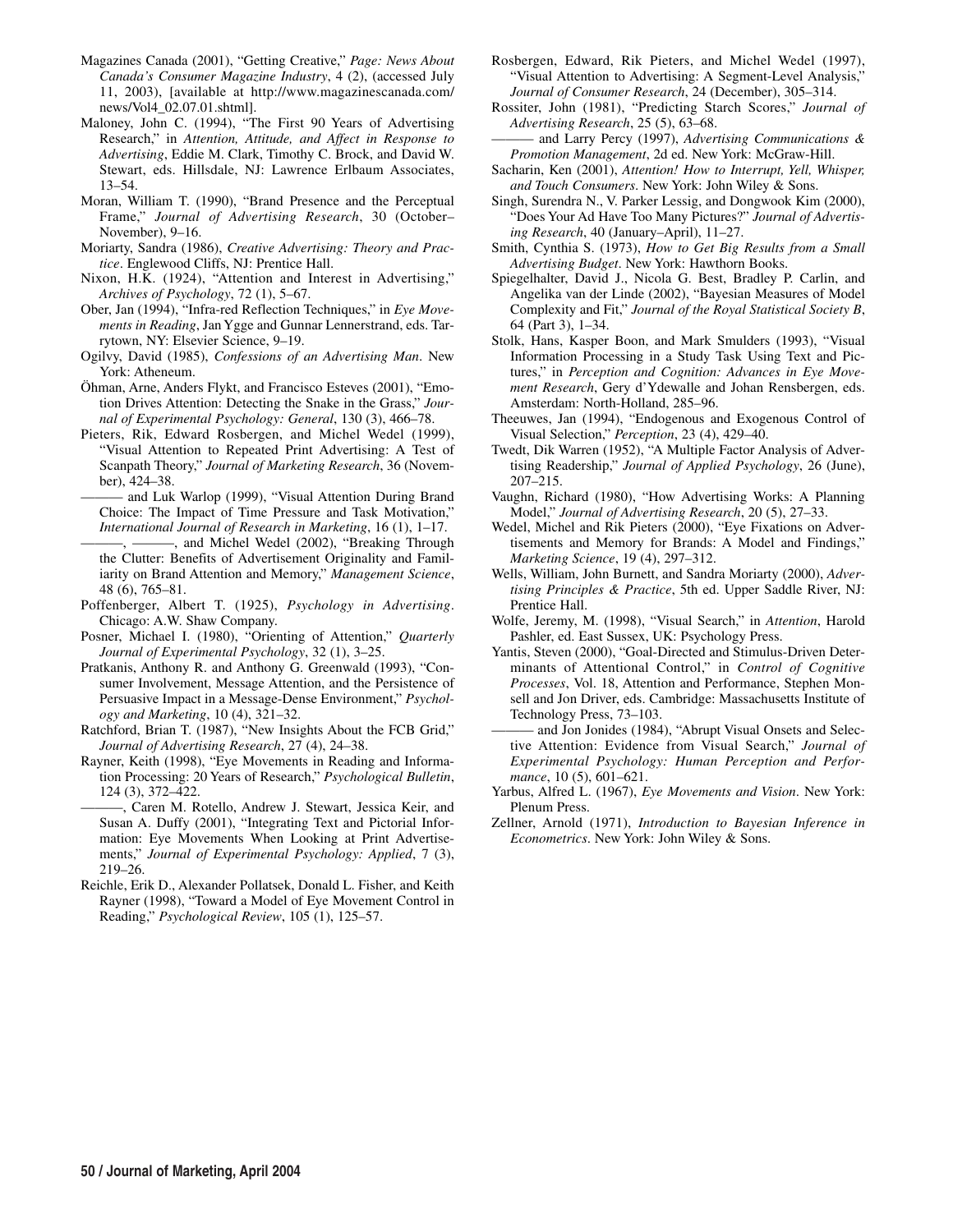Magazines Canada (2001), "Getting Creative," *Page: News About Canada's Consumer Magazine Industry*, 4 (2), (accessed July 11, 2003), [available at http://www.magazinescanada.com/news/Vol4_02.07.01.shtml].

Maloney, John C. (1994), "The First 90 Years of Advertising Research," in *Attention, Attitude, and Affect in Response to Advertising*, Eddie M. Clark, Timothy C. Brock, and David W. Stewart, eds. Hillsdale, NJ: Lawrence Erlbaum Associates, 13–54.

Moran, William T. (1990), "Brand Presence and the Perceptual Frame," *Journal of Advertising Research*, 30 (October–November), 9–16.

Moriarty, Sandra (1986), *Creative Advertising: Theory and Practice*. Englewood Cliffs, NJ: Prentice Hall.

Nixon, H.K. (1924), "Attention and Interest in Advertising," *Archives of Psychology*, 72 (1), 5–67.

Ober, Jan (1994), "Infra-red Reflection Techniques," in *Eye Movements in Reading*, Jan Ygge and Gunnar Lennerstrand, eds. Tarrytown, NY: Elsevier Science, 9–19.

Ogilvy, David (1985), *Confessions of an Advertising Man*. New York: Atheneum.

Öhman, Arne, Anders Flykt, and Francisco Esteves (2001), "Emotion Drives Attention: Detecting the Snake in the Grass," *Journal of Experimental Psychology: General*, 130 (3), 466–78.

Pieters, Rik, Edward Rosbergen, and Michel Wedel (1999), "Visual Attention to Repeated Print Advertising: A Test of Scanpath Theory," *Journal of Marketing Research*, 36 (November), 424–38.

——— and Luk Warlop (1999), "Visual Attention During Brand Choice: The Impact of Time Pressure and Task Motivation," *International Journal of Research in Marketing*, 16 (1), 1–17.

———, ———, and Michel Wedel (2002), "Breaking Through the Clutter: Benefits of Advertisement Originality and Familiarity on Brand Attention and Memory," *Management Science*, 48 (6), 765–81.

Poffenberger, Albert T. (1925), *Psychology in Advertising*. Chicago: A.W. Shaw Company.

Posner, Michael I. (1980), "Orienting of Attention," *Quarterly Journal of Experimental Psychology*, 32 (1), 3–25.

Pratkanis, Anthony R. and Anthony G. Greenwald (1993), "Consumer Involvement, Message Attention, and the Persistence of Persuasive Impact in a Message-Dense Environment," *Psychology and Marketing*, 10 (4), 321–32.

Ratchford, Brian T. (1987), "New Insights About the FCB Grid," *Journal of Advertising Research*, 27 (4), 24–38.

Rayner, Keith (1998), "Eye Movements in Reading and Information Processing: 20 Years of Research," *Psychological Bulletin*, 124 (3), 372–422.

———, Caren M. Rotello, Andrew J. Stewart, Jessica Keir, and Susan A. Duffy (2001), "Integrating Text and Pictorial Information: Eye Movements When Looking at Print Advertisements," *Journal of Experimental Psychology: Applied*, 7 (3), 219–26.

Reichle, Erik D., Alexander Pollatsek, Donald L. Fisher, and Keith Rayner (1998), "Toward a Model of Eye Movement Control in Reading," *Psychological Review*, 105 (1), 125–57.

Rosbergen, Edward, Rik Pieters, and Michel Wedel (1997), "Visual Attention to Advertising: A Segment-Level Analysis," *Journal of Consumer Research*, 24 (December), 305–314.

Rossiter, John (1981), "Predicting Starch Scores," *Journal of Advertising Research*, 25 (5), 63–68.

——— and Larry Percy (1997), *Advertising Communications & Promotion Management*, 2d ed. New York: McGraw-Hill.

Sacharin, Ken (2001), *Attention! How to Interrupt, Yell, Whisper, and Touch Consumers*. New York: John Wiley & Sons.

Singh, Surendra N., V. Parker Lessig, and Dongwook Kim (2000), "Does Your Ad Have Too Many Pictures?" *Journal of Advertising Research*, 40 (January–April), 11–27.

Smith, Cynthia S. (1973), *How to Get Big Results from a Small Advertising Budget*. New York: Hawthorn Books.

Spiegelhalter, David J., Nicola G. Best, Bradley P. Carlin, and Angelika van der Linde (2002), "Bayesian Measures of Model Complexity and Fit," *Journal of the Royal Statistical Society B*, 64 (Part 3), 1–34.

Stolk, Hans, Kasper Boon, and Mark Smulders (1993), "Visual Information Processing in a Study Task Using Text and Pictures," in *Perception and Cognition: Advances in Eye Movement Research*, Gery d'Ydewalle and Johan Rensbergen, eds. Amsterdam: North-Holland, 285–96.

Theeuwes, Jan (1994), "Endogenous and Exogenous Control of Visual Selection," *Perception*, 23 (4), 429–40.

Twedt, Dik Warren (1952), "A Multiple Factor Analysis of Advertising Readership," *Journal of Applied Psychology*, 26 (June), 207–215.

Vaughn, Richard (1980), "How Advertising Works: A Planning Model," *Journal of Advertising Research*, 20 (5), 27–33.

Wedel, Michel and Rik Pieters (2000), "Eye Fixations on Advertisements and Memory for Brands: A Model and Findings," *Marketing Science*, 19 (4), 297–312.

Wells, William, John Burnett, and Sandra Moriarty (2000), *Advertising Principles & Practice*, 5th ed. Upper Saddle River, NJ: Prentice Hall.

Wolfe, Jeremy, M. (1998), "Visual Search," in *Attention*, Harold Pashler, ed. East Sussex, UK: Psychology Press.

Yantis, Steven (2000), "Goal-Directed and Stimulus-Driven Determinants of Attentional Control," in *Control of Cognitive Processes*, Vol. 18, Attention and Performance, Stephen Monsell and Jon Driver, eds. Cambridge: Massachusetts Institute of Technology Press, 73–103.

——— and Jon Jonides (1984), "Abrupt Visual Onsets and Selective Attention: Evidence from Visual Search," *Journal of Experimental Psychology: Human Perception and Performance*, 10 (5), 601–621.

Yarbus, Alfred L. (1967), *Eye Movements and Vision*. New York: Plenum Press.

Zellner, Arnold (1971), *Introduction to Bayesian Inference in Econometrics*. New York: John Wiley & Sons.